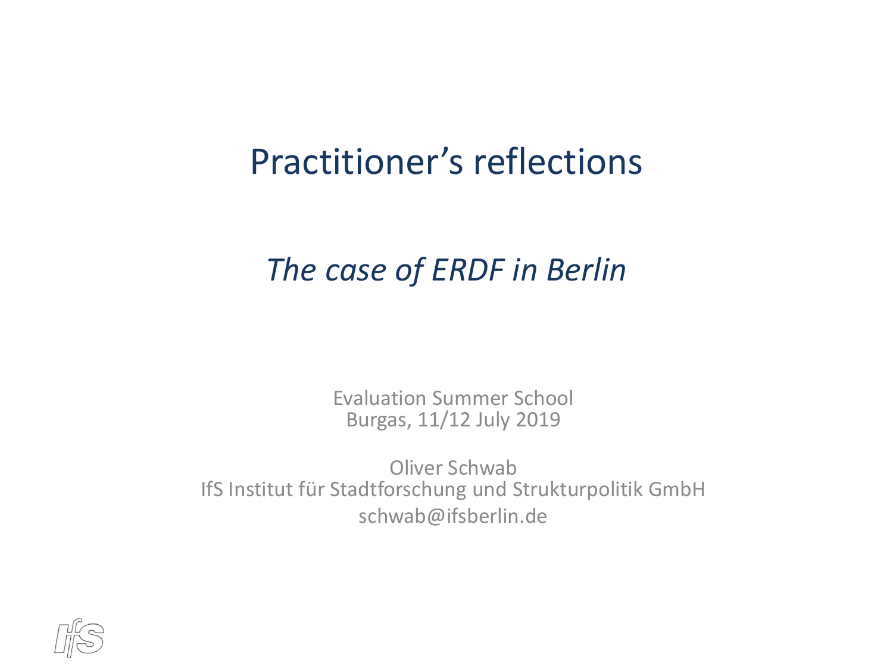# Practitioner's reflections

## *The case of ERDF in Berlin*

Evaluation Summer School
Burgas, 11/12 July 2019

Oliver Schwab
IfS Institut für Stadtforschung und Strukturpolitik GmbH
schwab@ifsberlin.de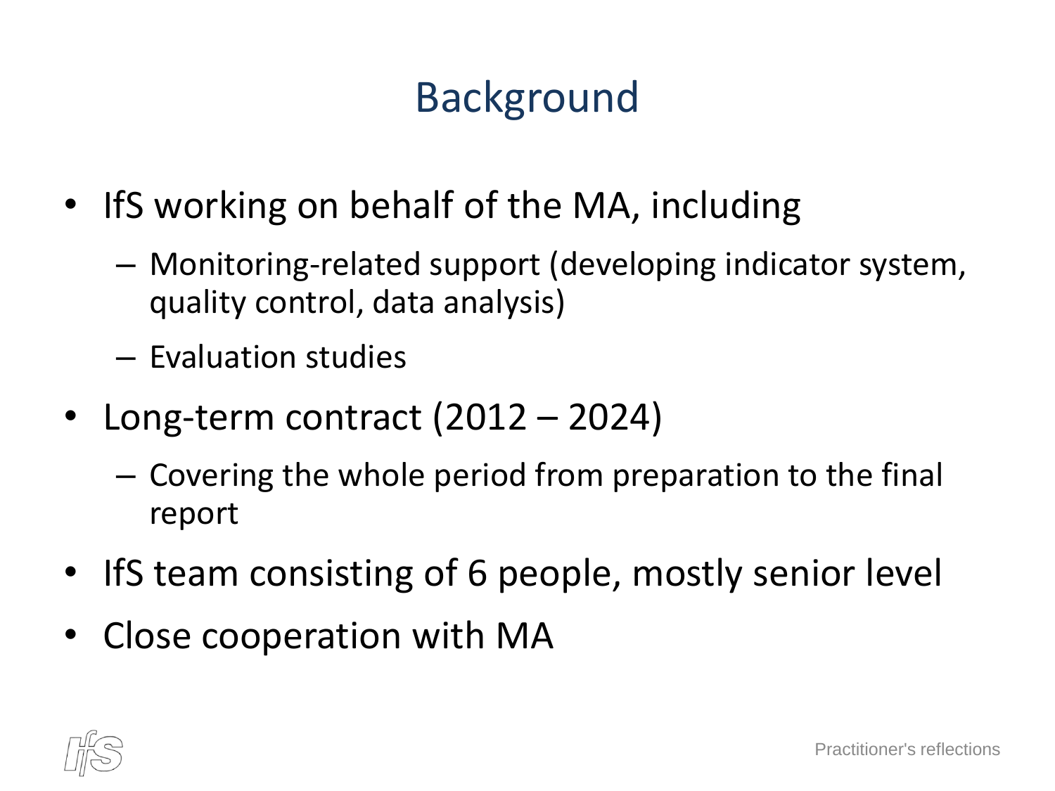# Background

- IfS working on behalf of the MA, including
  - Monitoring-related support (developing indicator system, quality control, data analysis)
  - Evaluation studies
- Long-term contract (2012 – 2024)
  - Covering the whole period from preparation to the final report
- IfS team consisting of 6 people, mostly senior level
- Close cooperation with MA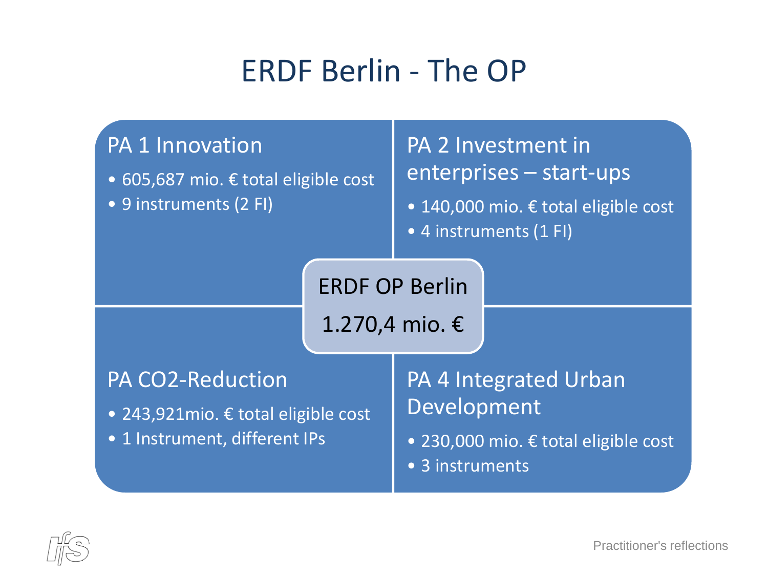# ERDF Berlin - The OP

## ERDF OP Berlin

1.270,4 mio. €

### PA 1 Innovation

- 605,687 mio. € total eligible cost
- 9 instruments (2 FI)

### PA 2 Investment in enterprises – start-ups

- 140,000 mio. € total eligible cost
- 4 instruments (1 FI)

### PA CO2-Reduction

- 243,921mio. € total eligible cost
- 1 Instrument, different IPs

### PA 4 Integrated Urban Development

- 230,000 mio. € total eligible cost
- 3 instruments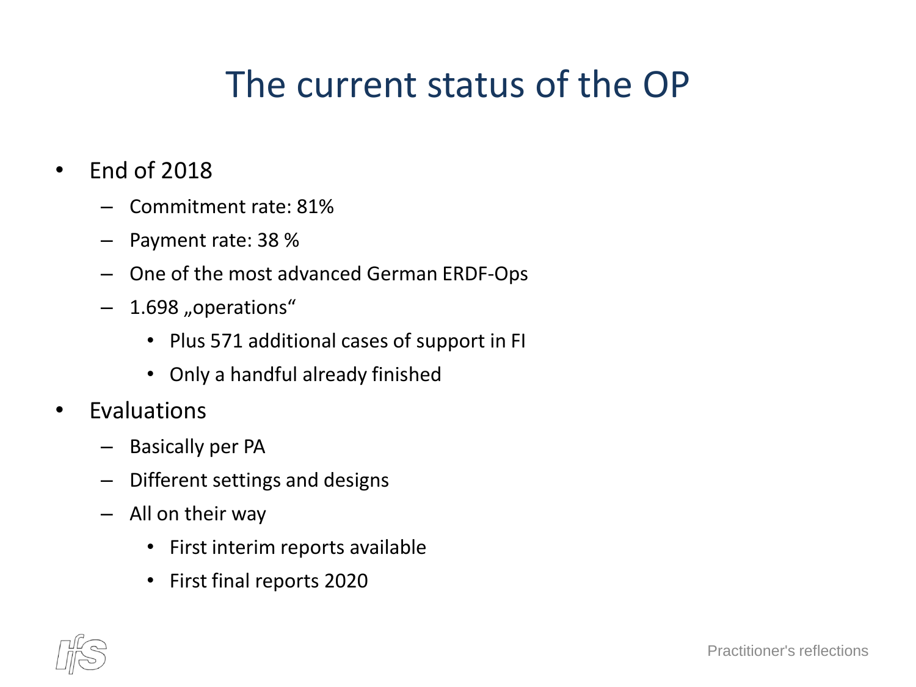# The current status of the OP

- End of 2018
  - Commitment rate: 81%
  - Payment rate: 38 %
  - One of the most advanced German ERDF-Ops
  - 1.698 „operations“
    - Plus 571 additional cases of support in FI
    - Only a handful already finished
- Evaluations
  - Basically per PA
  - Different settings and designs
  - All on their way
    - First interim reports available
    - First final reports 2020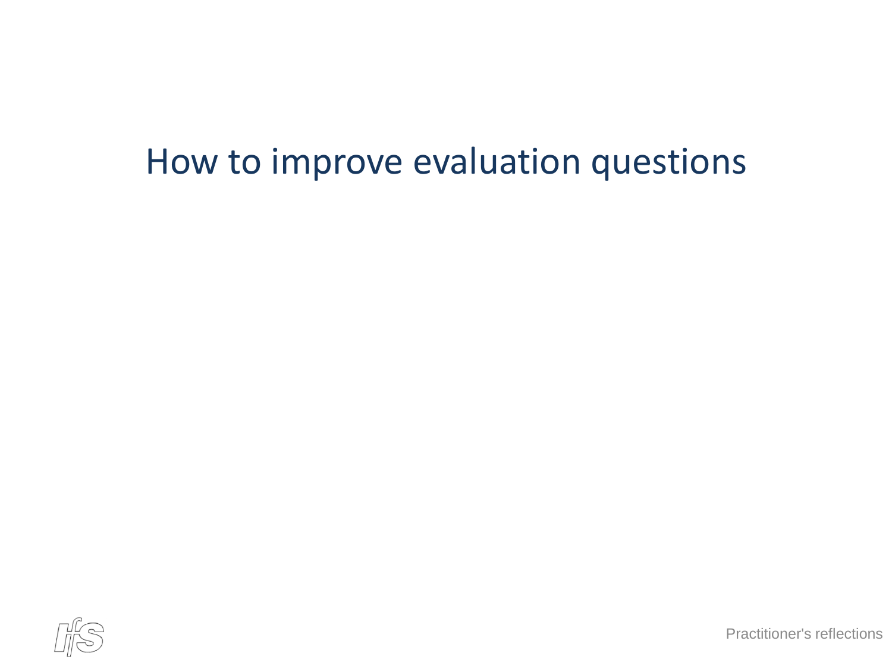# How to improve evaluation questions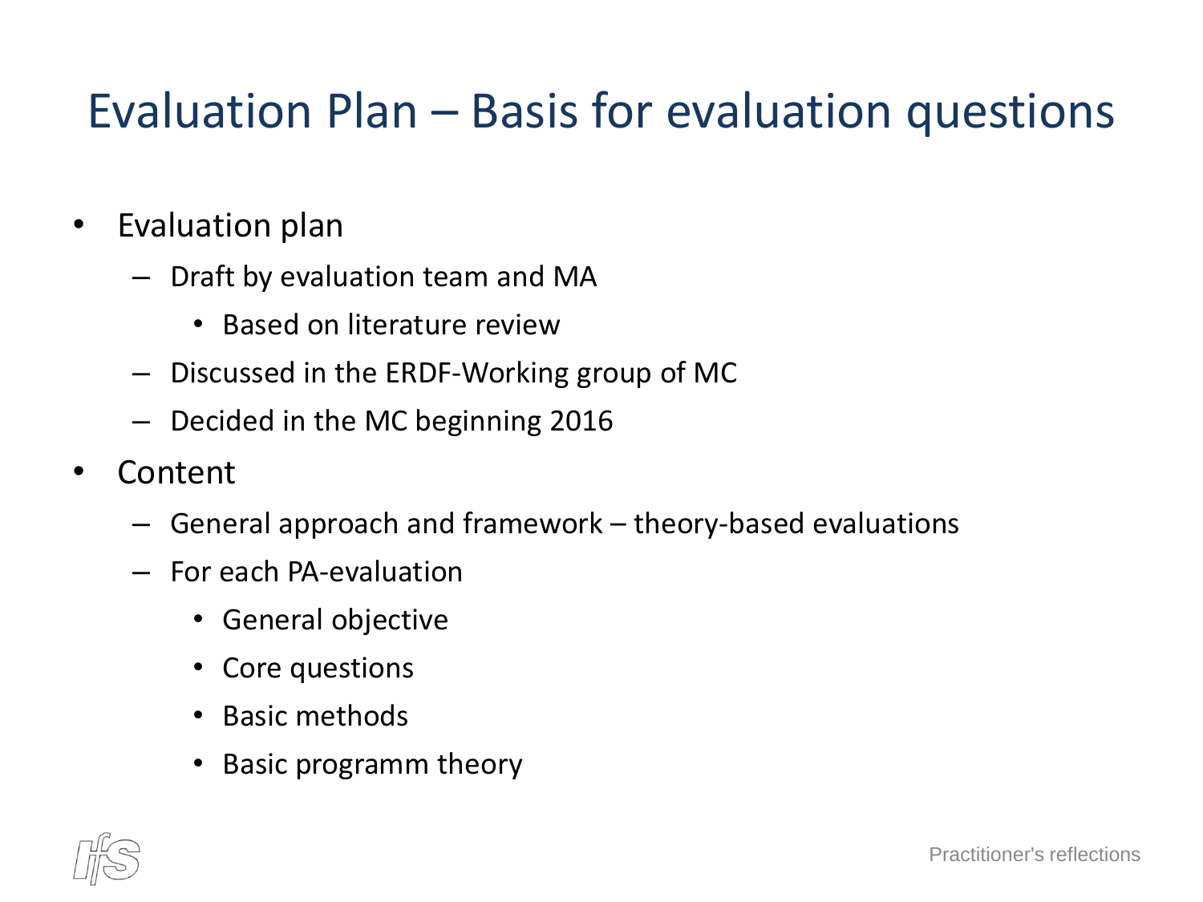# Evaluation Plan – Basis for evaluation questions

- Evaluation plan
  - Draft by evaluation team and MA
    - Based on literature review
  - Discussed in the ERDF-Working group of MC
  - Decided in the MC beginning 2016
- Content
  - General approach and framework – theory-based evaluations
  - For each PA-evaluation
    - General objective
    - Core questions
    - Basic methods
    - Basic programm theory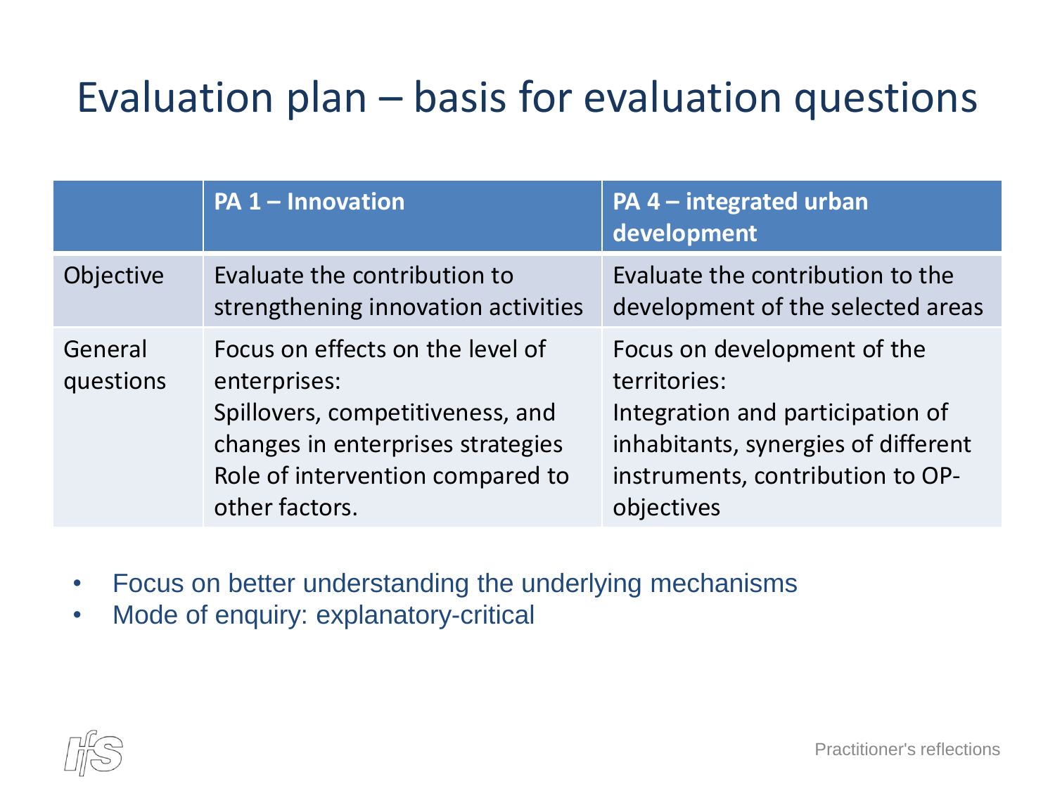# Evaluation plan – basis for evaluation questions

| | PA 1 – Innovation | PA 4 – integrated urban development |
|---|---|---|
| Objective | Evaluate the contribution to strengthening innovation activities | Evaluate the contribution to the development of the selected areas |
| General questions | Focus on effects on the level of enterprises:<br>Spillovers, competitiveness, and changes in enterprises strategies<br>Role of intervention compared to other factors. | Focus on development of the territories:<br>Integration and participation of inhabitants, synergies of different instruments, contribution to OP-objectives |

- Focus on better understanding the underlying mechanisms
- Mode of enquiry: explanatory-critical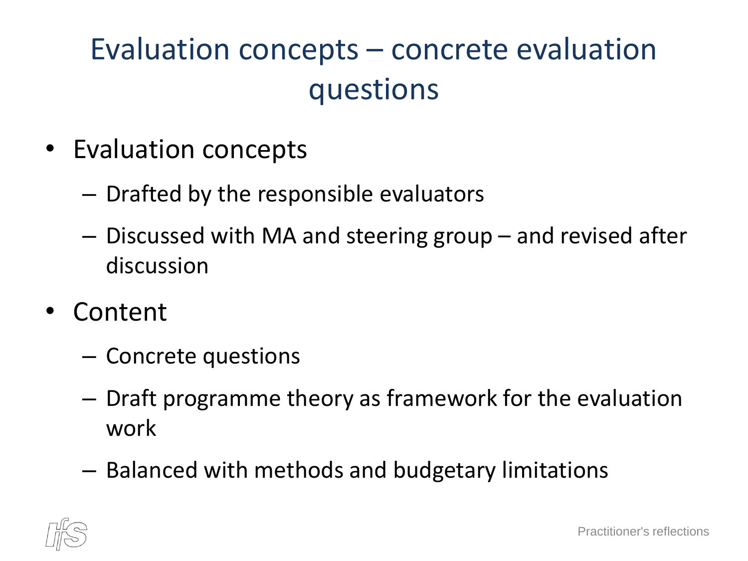# Evaluation concepts – concrete evaluation questions

- Evaluation concepts
  - Drafted by the responsible evaluators
  - Discussed with MA and steering group – and revised after discussion
- Content
  - Concrete questions
  - Draft programme theory as framework for the evaluation work
  - Balanced with methods and budgetary limitations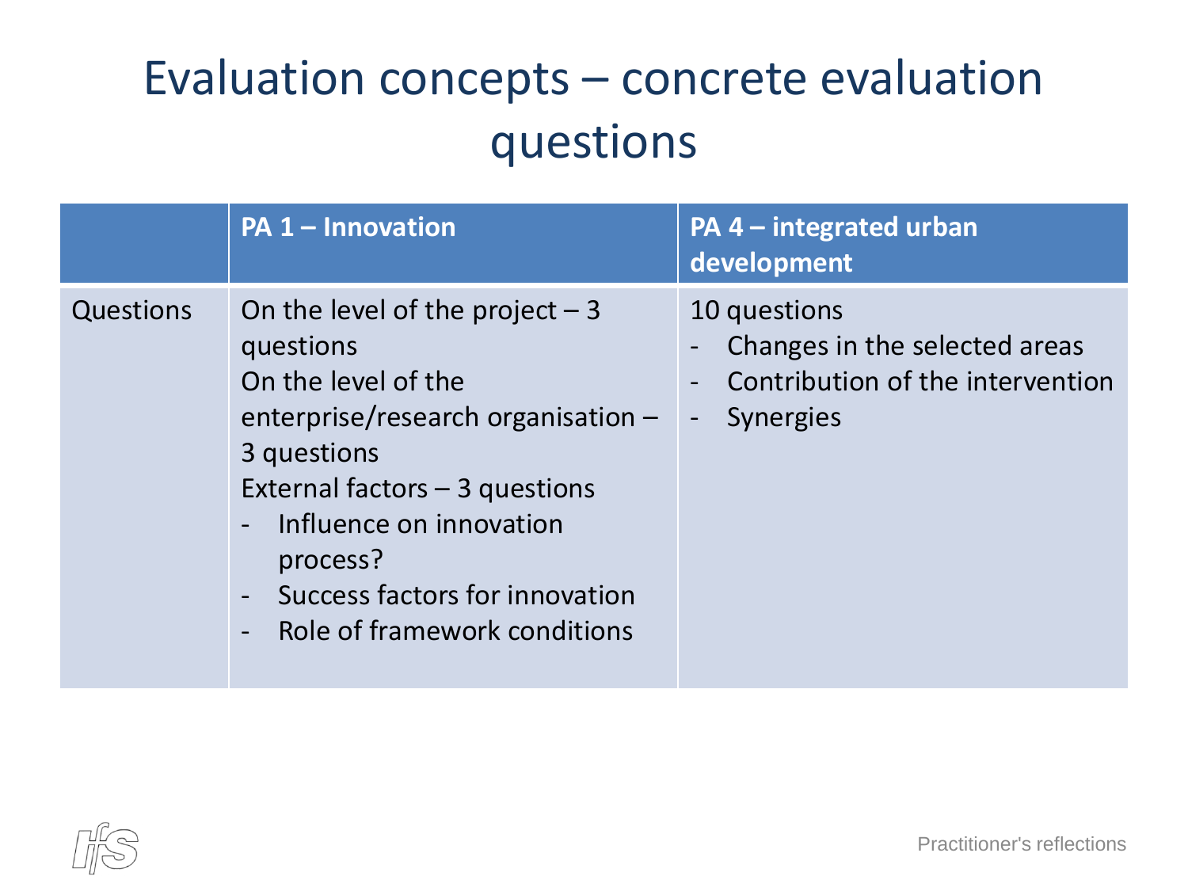# Evaluation concepts – concrete evaluation questions

| | PA 1 – Innovation | PA 4 – integrated urban development |
|---|---|---|
| Questions | On the level of the project – 3 questions<br>On the level of the enterprise/research organisation – 3 questions<br>External factors – 3 questions<br>- Influence on innovation process?<br>- Success factors for innovation<br>- Role of framework conditions | 10 questions<br>- Changes in the selected areas<br>- Contribution of the intervention<br>- Synergies |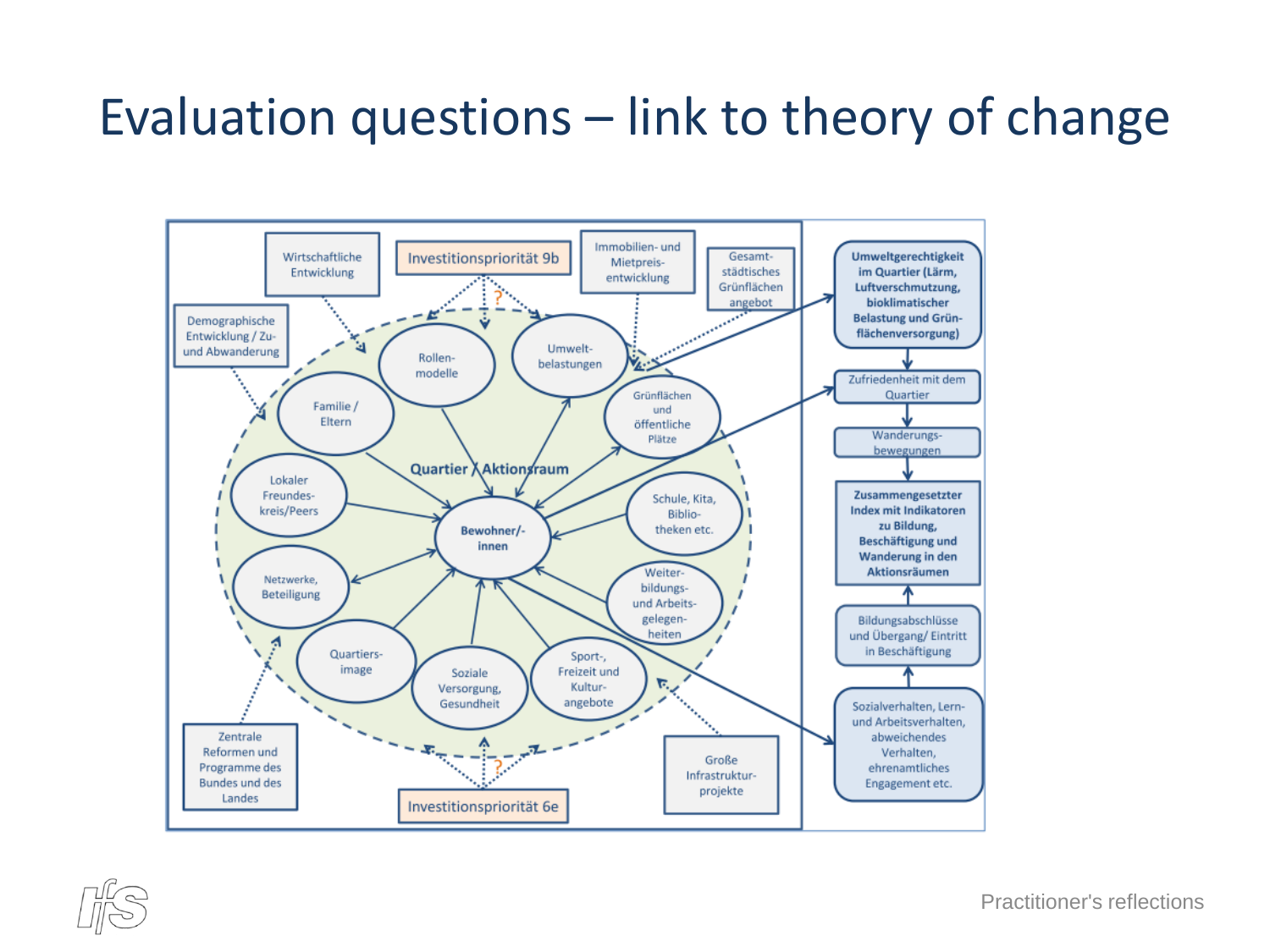# Evaluation questions – link to theory of change

Wirtschaftliche Entwicklung

Investitionspriorität 9b

Immobilien- und Mietpreis-entwicklung

Gesamt-städtisches Grünflächen angebot

Demographische Entwicklung / Zu- und Abwanderung

Rollen-modelle

Umwelt-belastungen

Familie / Eltern

Grünflächen und öffentliche Plätze

Quartier / Aktionsraum

Lokaler Freundes-kreis/Peers

Bewohner/-innen

Schule, Kita, Biblio-theken etc.

Netzwerke, Beteiligung

Weiter-bildungs- und Arbeits-gelegen-heiten

Quartiers-image

Soziale Versorgung, Gesundheit

Sport-, Freizeit und Kultur-angebote

Zentrale Reformen und Programme des Bundes und des Landes

Investitionspriorität 6e

Große Infrastruktur-projekte

**Umweltgerechtigkeit im Quartier (Lärm, Luftverschmutzung, bioklimatischer Belastung und Grün-flächenversorgung)**

Zufriedenheit mit dem Quartier

Wanderungs-bewegungen

**Zusammengesetzter Index mit Indikatoren zu Bildung, Beschäftigung und Wanderung in den Aktionsräumen**

Bildungsabschlüsse und Übergang/ Eintritt in Beschäftigung

Sozialverhalten, Lern- und Arbeitsverhalten, abweichendes Verhalten, ehrenamtliches Engagement etc.

Practitioner's reflections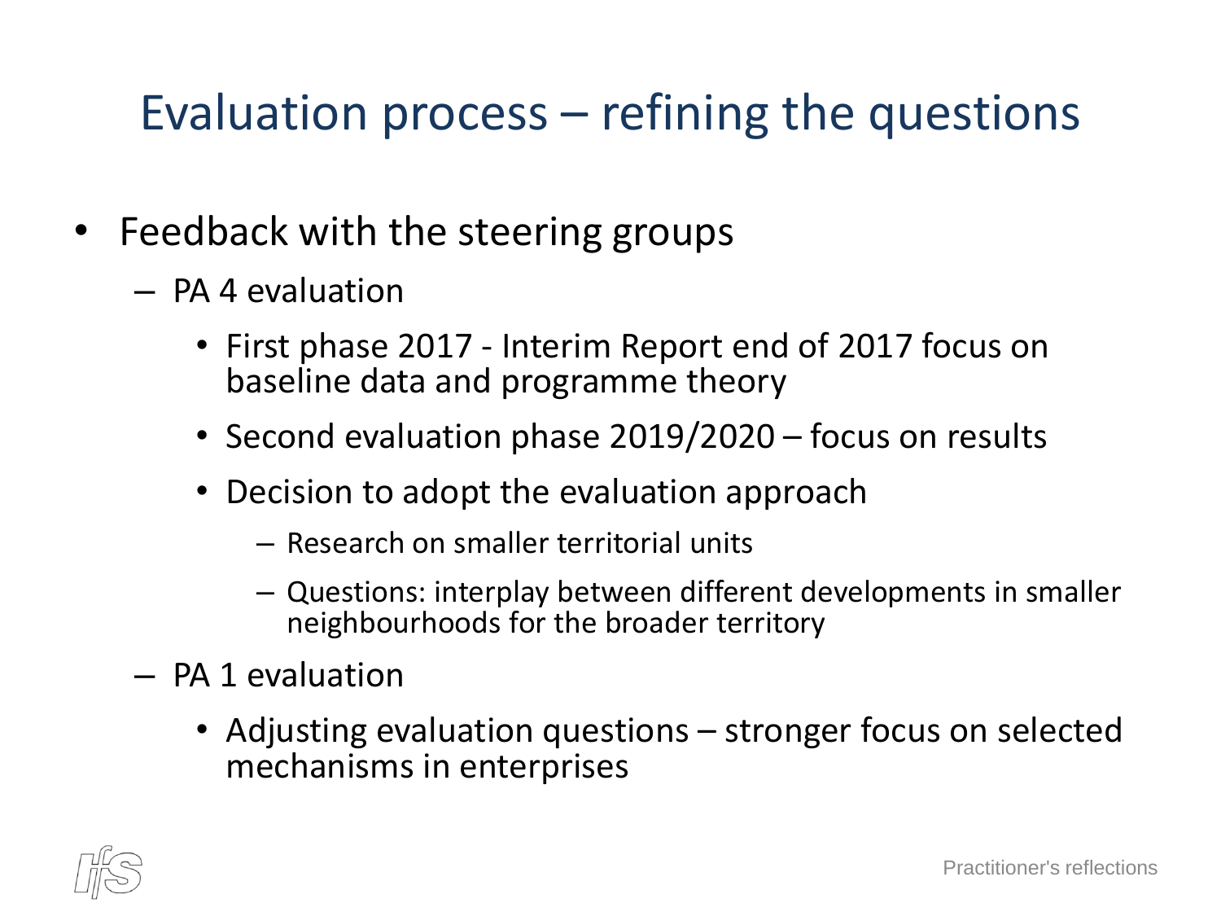# Evaluation process – refining the questions

- Feedback with the steering groups
  - PA 4 evaluation
    - First phase 2017 - Interim Report end of 2017 focus on baseline data and programme theory
    - Second evaluation phase 2019/2020 – focus on results
    - Decision to adopt the evaluation approach
      - Research on smaller territorial units
      - Questions: interplay between different developments in smaller neighbourhoods for the broader territory
  - PA 1 evaluation
    - Adjusting evaluation questions – stronger focus on selected mechanisms in enterprises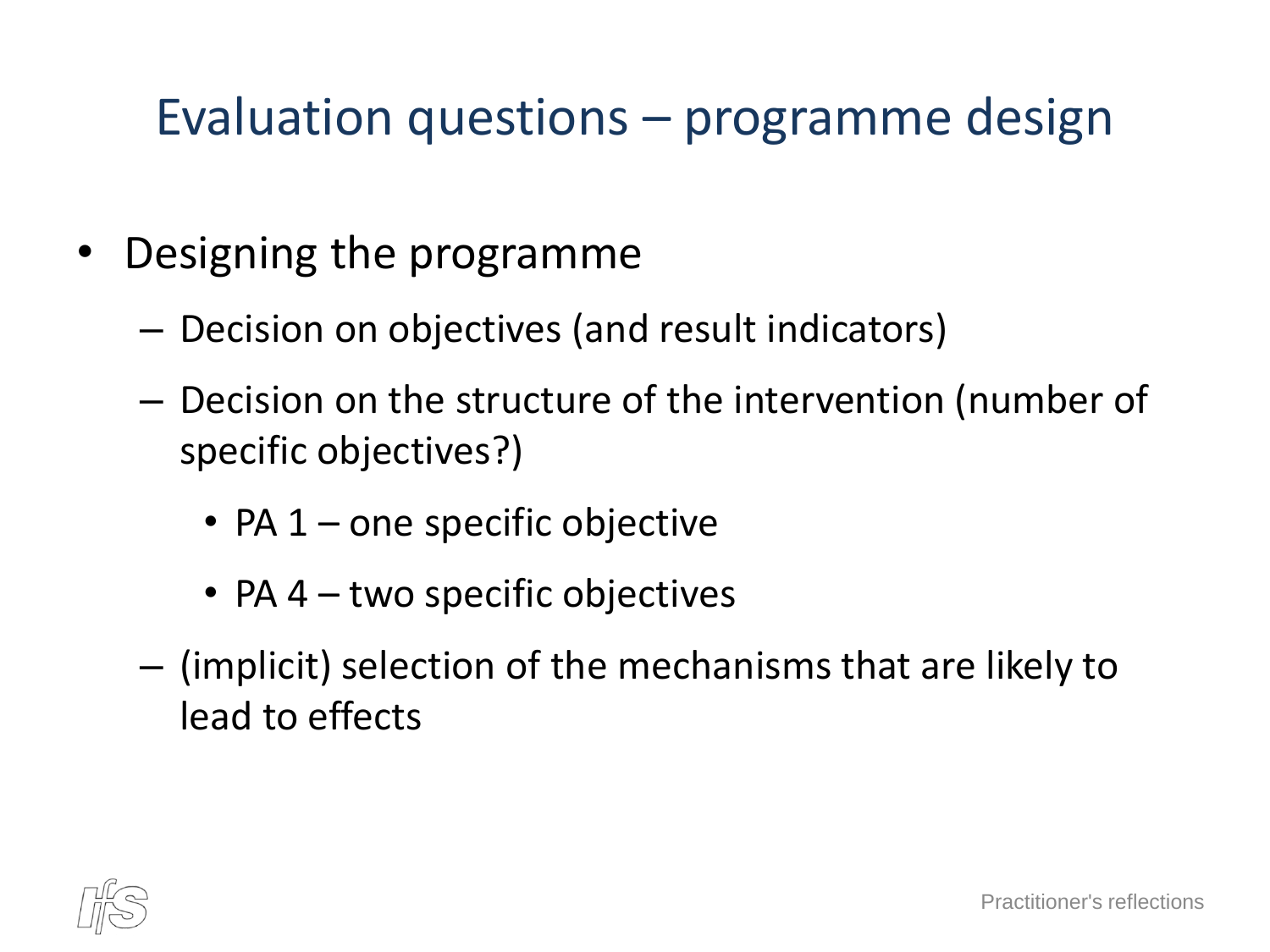# Evaluation questions – programme design

- Designing the programme
  - Decision on objectives (and result indicators)
  - Decision on the structure of the intervention (number of specific objectives?)
    - PA 1 – one specific objective
    - PA 4 – two specific objectives
  - (implicit) selection of the mechanisms that are likely to lead to effects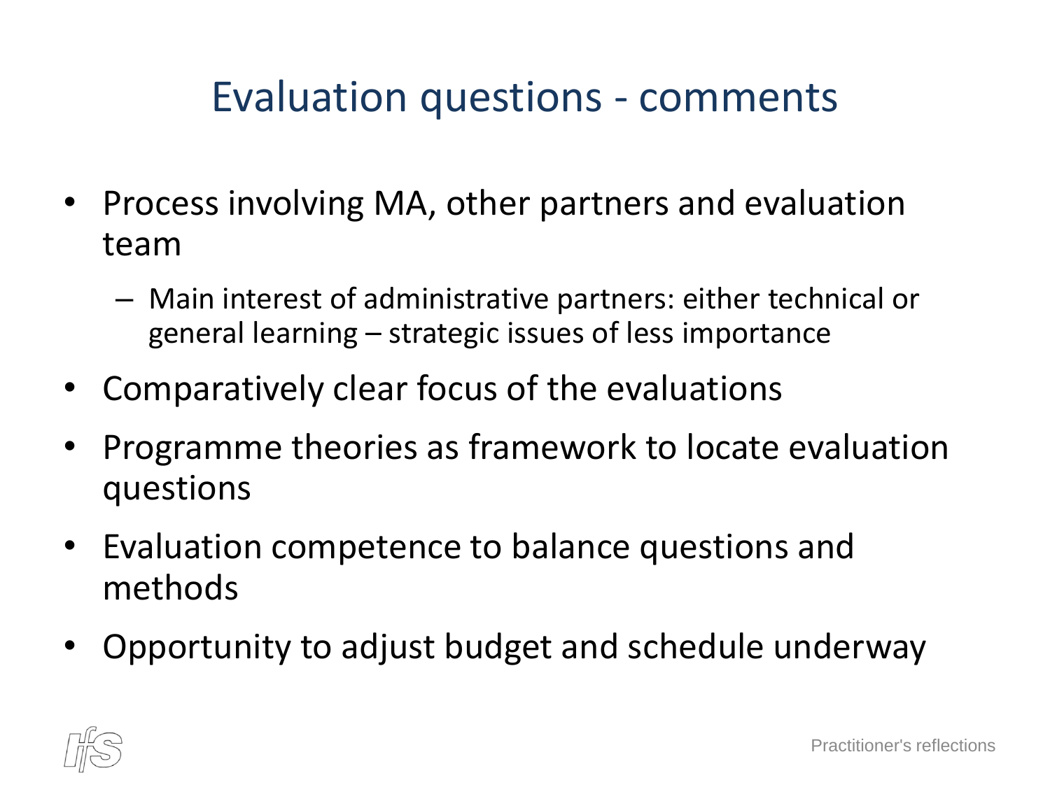# Evaluation questions - comments

- Process involving MA, other partners and evaluation team
  - Main interest of administrative partners: either technical or general learning – strategic issues of less importance
- Comparatively clear focus of the evaluations
- Programme theories as framework to locate evaluation questions
- Evaluation competence to balance questions and methods
- Opportunity to adjust budget and schedule underway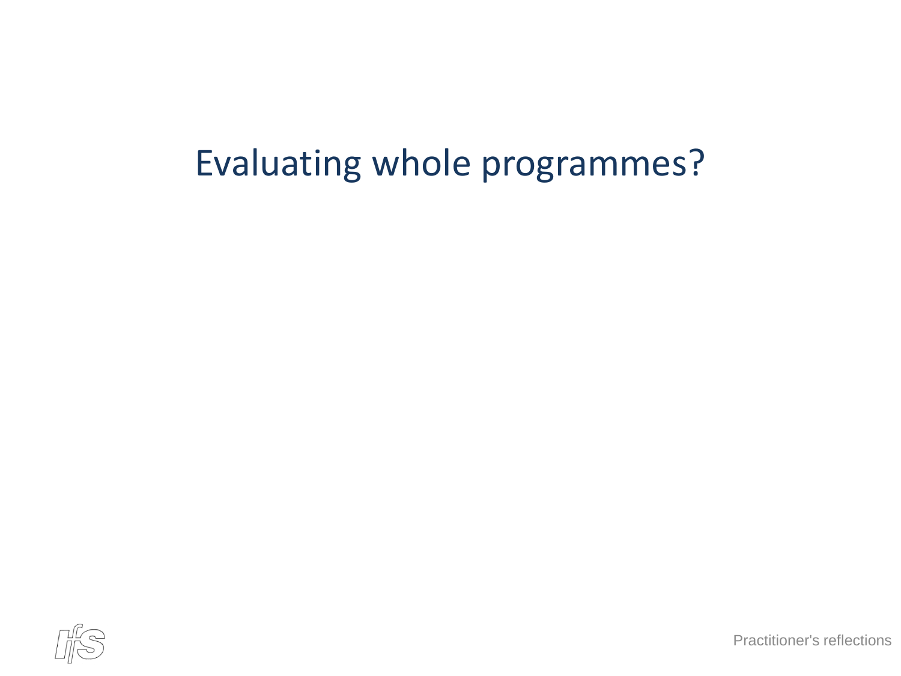# Evaluating whole programmes?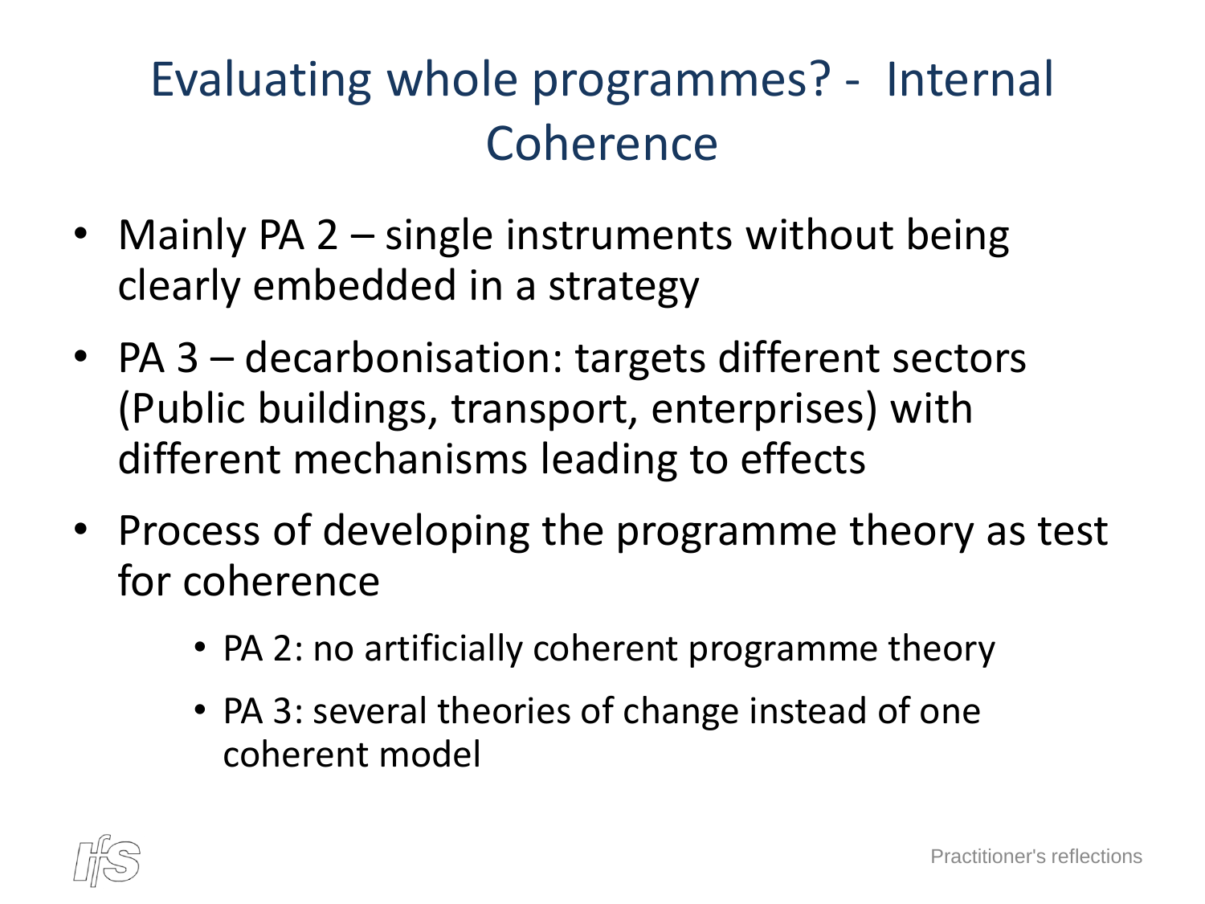# Evaluating whole programmes? - Internal Coherence

- Mainly PA 2 – single instruments without being clearly embedded in a strategy
- PA 3 – decarbonisation: targets different sectors (Public buildings, transport, enterprises) with different mechanisms leading to effects
- Process of developing the programme theory as test for coherence
  - PA 2: no artificially coherent programme theory
  - PA 3: several theories of change instead of one coherent model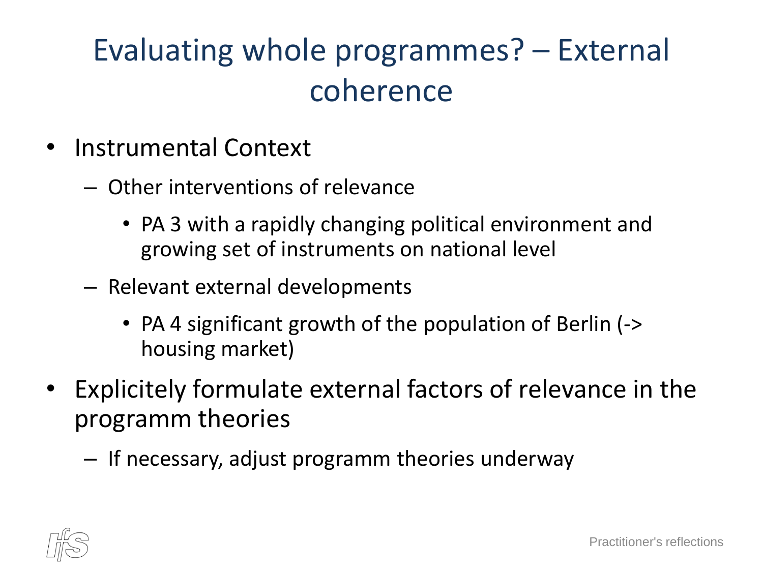# Evaluating whole programmes? – External coherence

- Instrumental Context
  - Other interventions of relevance
    - PA 3 with a rapidly changing political environment and growing set of instruments on national level
  - Relevant external developments
    - PA 4 significant growth of the population of Berlin (-> housing market)
- Explicitely formulate external factors of relevance in the programm theories
  - If necessary, adjust programm theories underway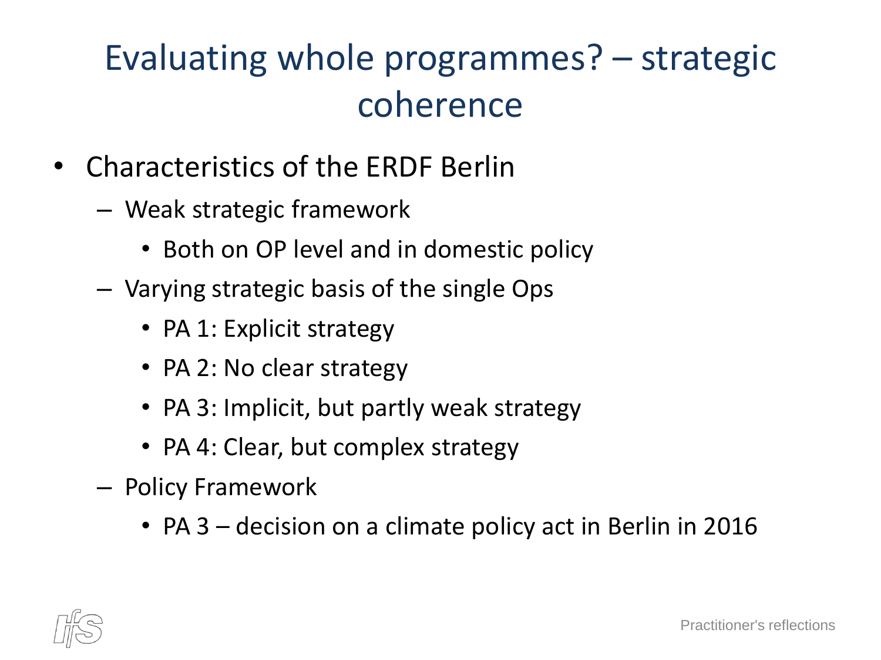# Evaluating whole programmes? – strategic coherence

- Characteristics of the ERDF Berlin
  - Weak strategic framework
    - Both on OP level and in domestic policy
  - Varying strategic basis of the single Ops
    - PA 1: Explicit strategy
    - PA 2: No clear strategy
    - PA 3: Implicit, but partly weak strategy
    - PA 4: Clear, but complex strategy
  - Policy Framework
    - PA 3 – decision on a climate policy act in Berlin in 2016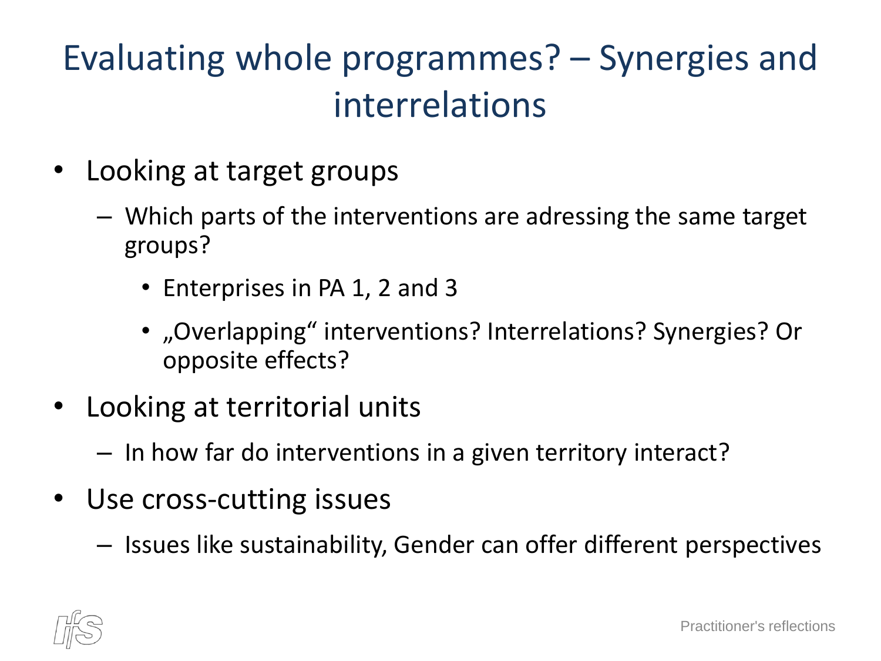# Evaluating whole programmes? – Synergies and interrelations

- Looking at target groups
  - Which parts of the interventions are adressing the same target groups?
    - Enterprises in PA 1, 2 and 3
    - „Overlapping" interventions? Interrelations? Synergies? Or opposite effects?
- Looking at territorial units
  - In how far do interventions in a given territory interact?
- Use cross-cutting issues
  - Issues like sustainability, Gender can offer different perspectives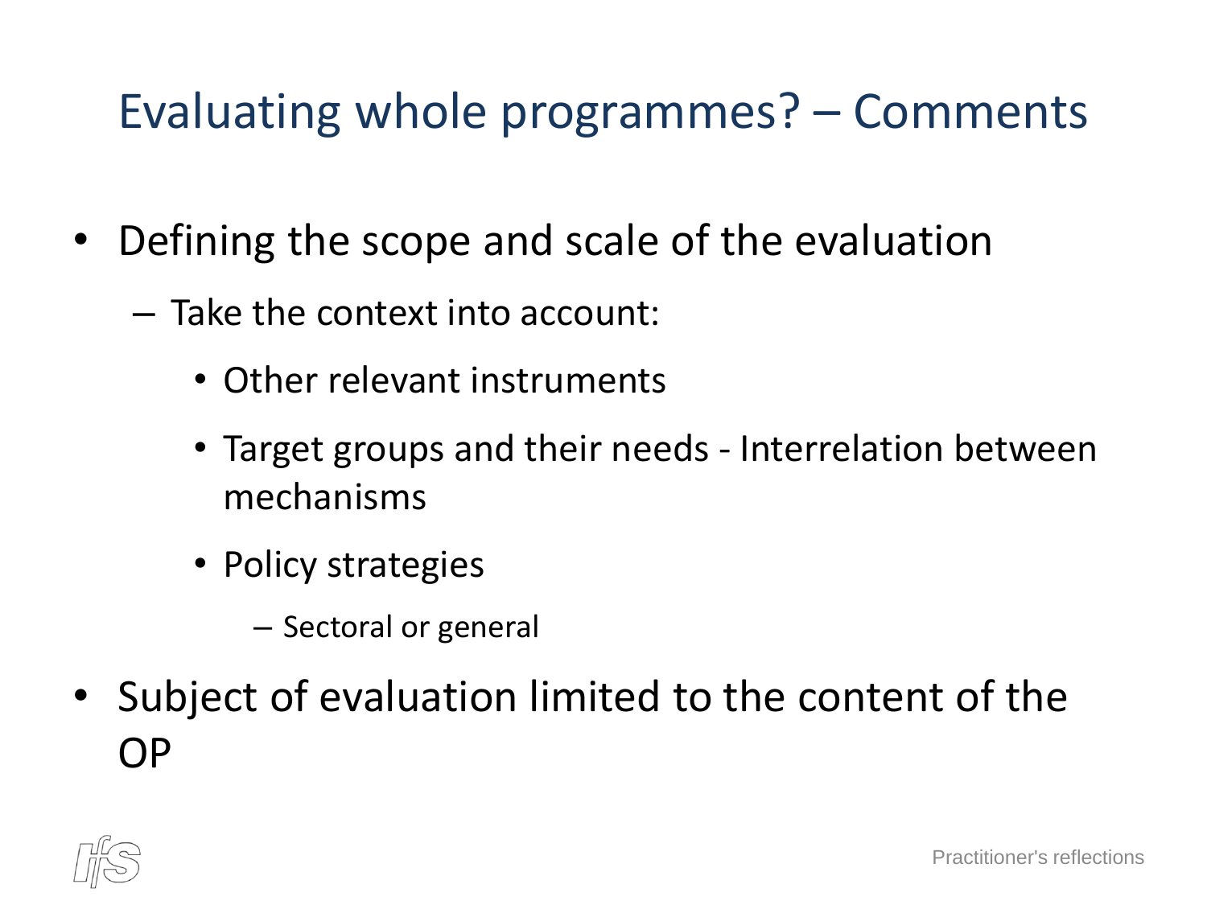# Evaluating whole programmes? – Comments

- Defining the scope and scale of the evaluation
  - Take the context into account:
    - Other relevant instruments
    - Target groups and their needs - Interrelation between mechanisms
    - Policy strategies
      - Sectoral or general
- Subject of evaluation limited to the content of the OP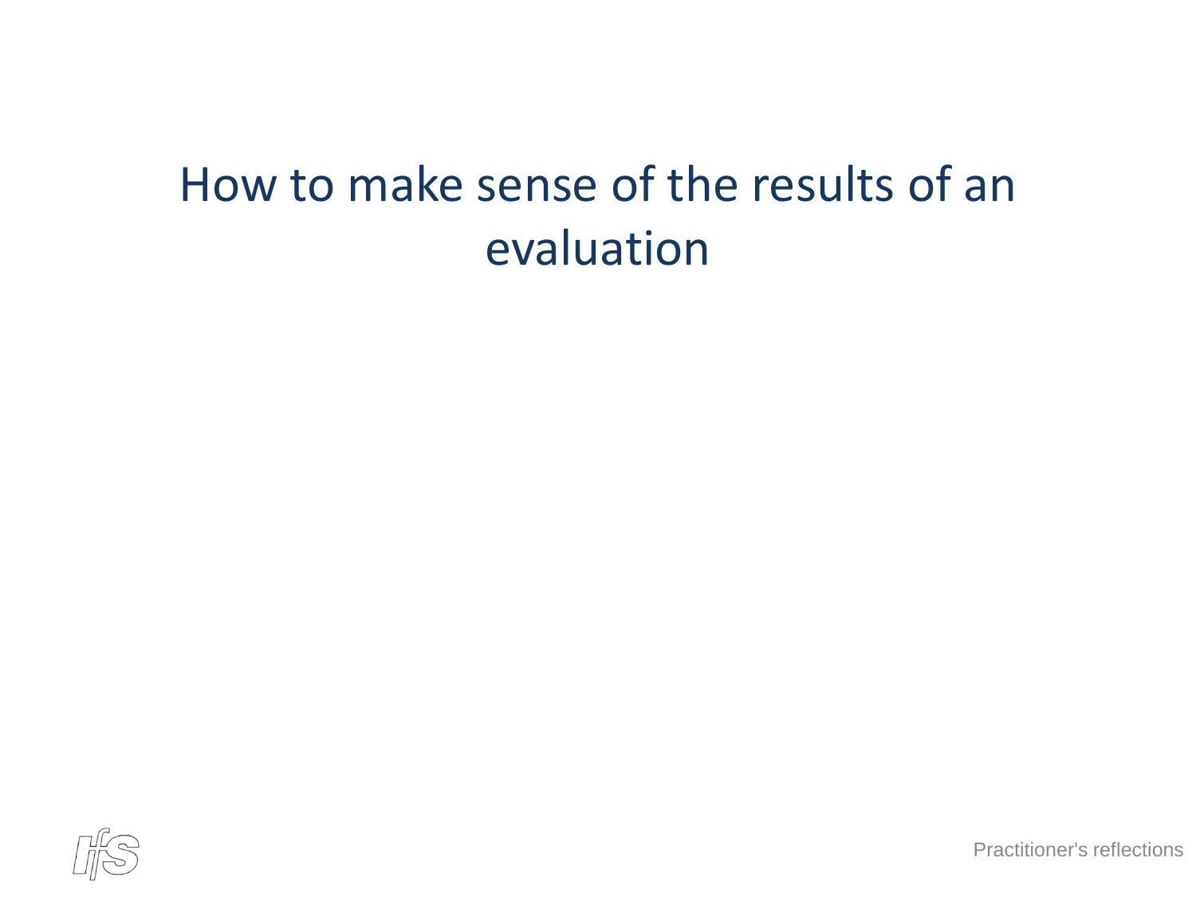# How to make sense of the results of an evaluation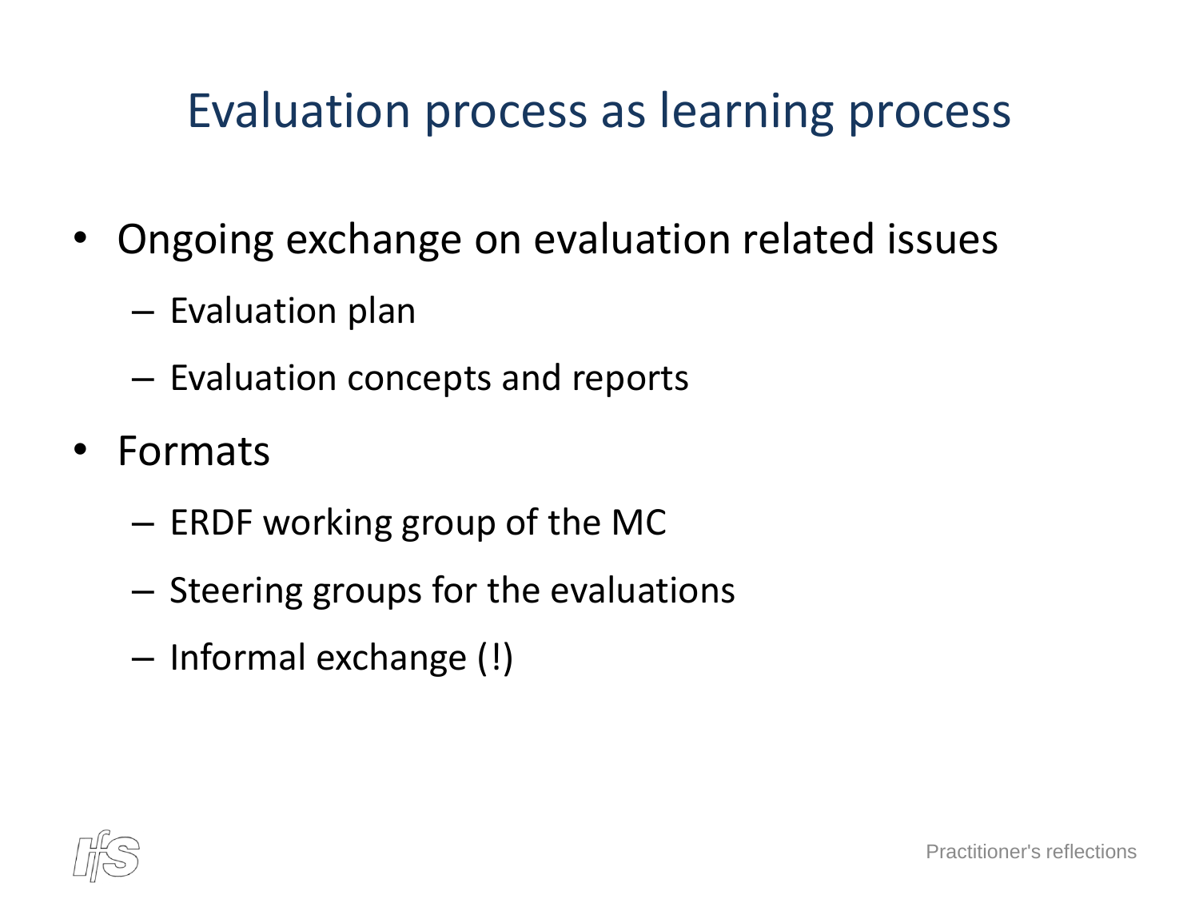# Evaluation process as learning process

- Ongoing exchange on evaluation related issues
  - Evaluation plan
  - Evaluation concepts and reports
- Formats
  - ERDF working group of the MC
  - Steering groups for the evaluations
  - Informal exchange (!)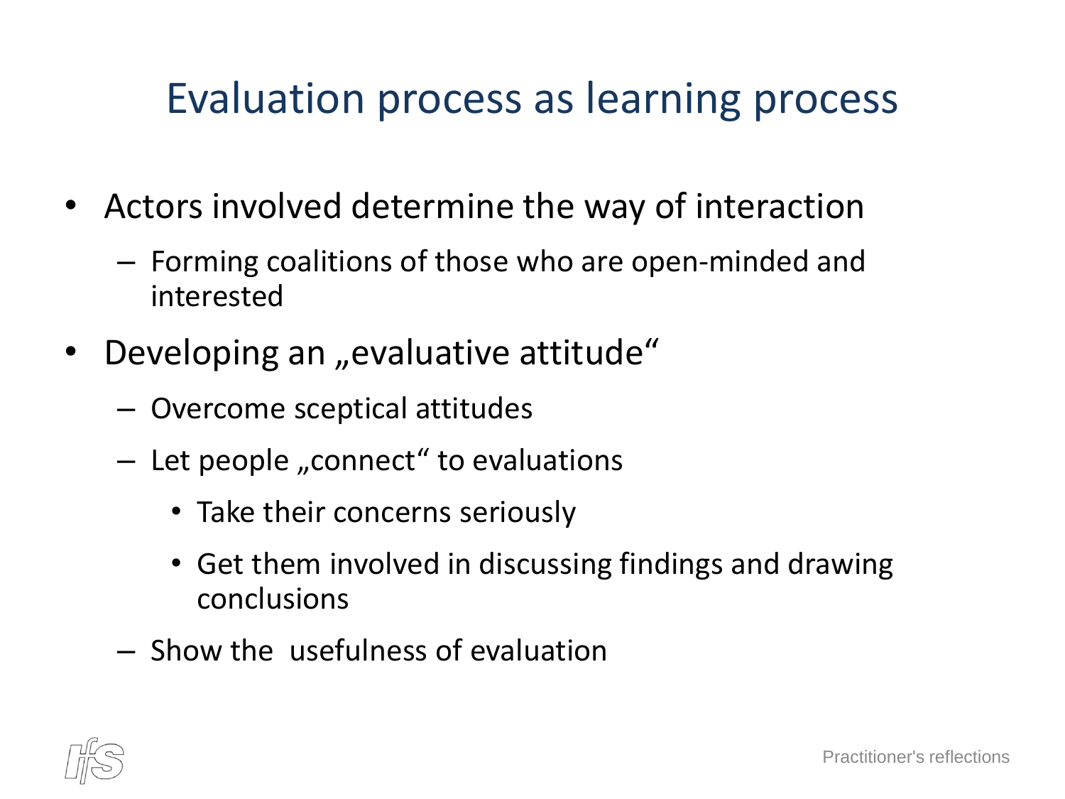# Evaluation process as learning process

- Actors involved determine the way of interaction
  - Forming coalitions of those who are open-minded and interested
- Developing an „evaluative attitude“
  - Overcome sceptical attitudes
  - Let people „connect“ to evaluations
    - Take their concerns seriously
    - Get them involved in discussing findings and drawing conclusions
  - Show the usefulness of evaluation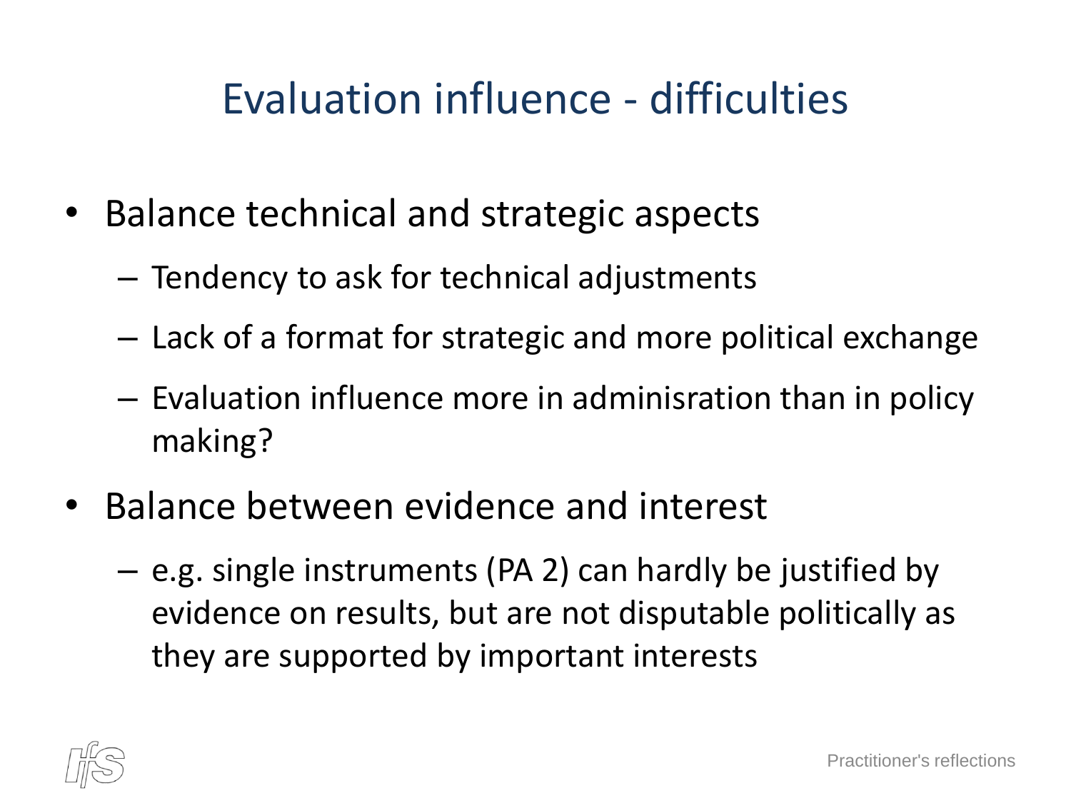# Evaluation influence - difficulties

- Balance technical and strategic aspects
  - Tendency to ask for technical adjustments
  - Lack of a format for strategic and more political exchange
  - Evaluation influence more in adminisration than in policy making?
- Balance between evidence and interest
  - e.g. single instruments (PA 2) can hardly be justified by evidence on results, but are not disputable politically as they are supported by important interests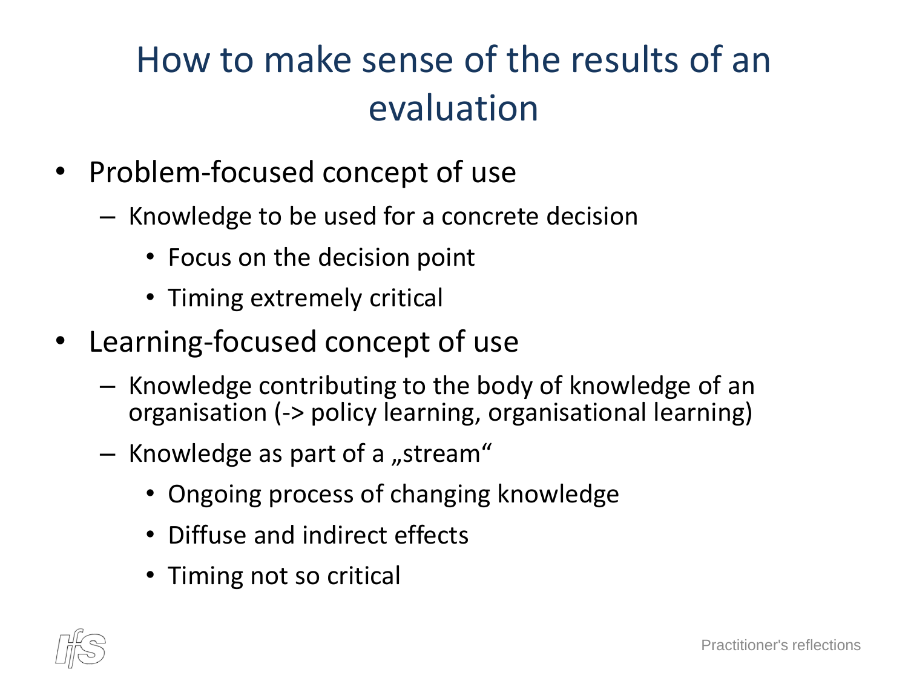# How to make sense of the results of an evaluation

- Problem-focused concept of use
  - Knowledge to be used for a concrete decision
    - Focus on the decision point
    - Timing extremely critical
- Learning-focused concept of use
  - Knowledge contributing to the body of knowledge of an organisation (-> policy learning, organisational learning)
  - Knowledge as part of a „stream“
    - Ongoing process of changing knowledge
    - Diffuse and indirect effects
    - Timing not so critical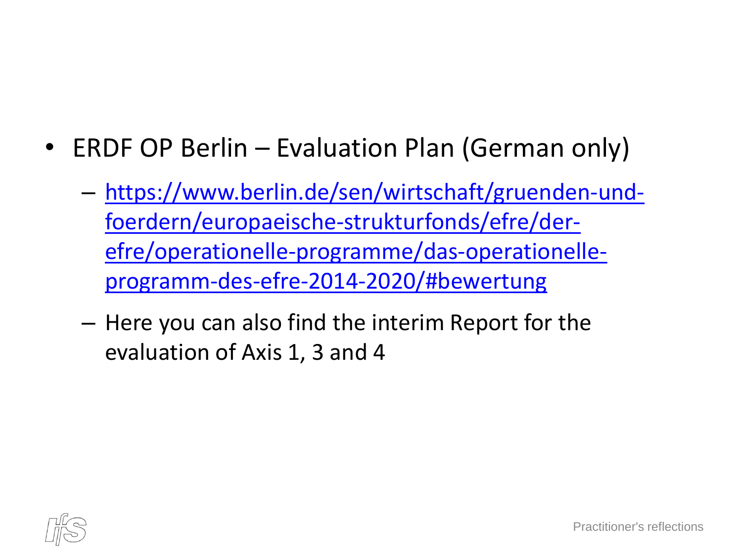- ERDF OP Berlin – Evaluation Plan (German only)
  - https://www.berlin.de/sen/wirtschaft/gruenden-und-foerdern/europaeische-strukturfonds/efre/der-efre/operationelle-programme/das-operationelle-programm-des-efre-2014-2020/#bewertung
  - Here you can also find the interim Report for the evaluation of Axis 1, 3 and 4